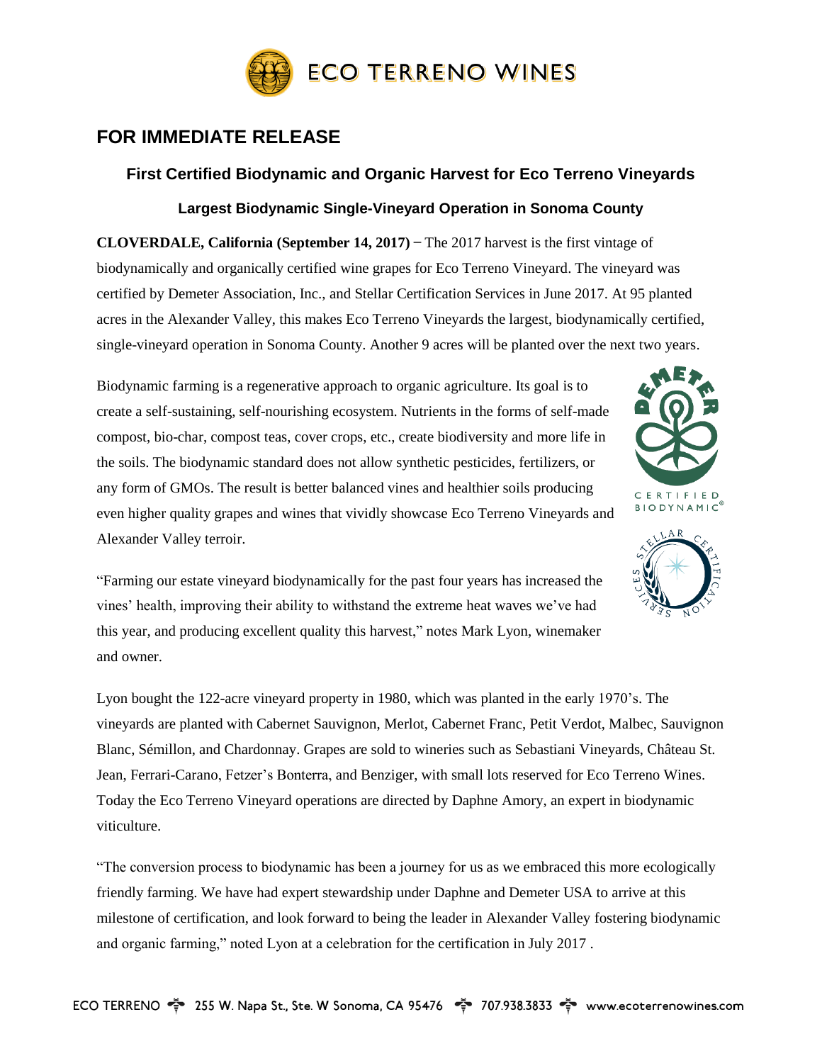ECO TERRENO WINES

# FOR IMMEDIATE RELEASE

## First Certified Biodynamic and Organic Harvest for Eco Terreno Vineyards

### Largest Biodynamic Single-Vineyard Operation in Sonoma County

**CLOVERDALE, California (September 14, 2017)** – The 2017 harvest is the first vintage of biodynamically and organically certified wine grapes for Eco Terreno Vineyard. The vineyard was certified by Demeter Association, Inc., and Stellar Certification Services in June 2017. At 95 planted acres in the Alexander Valley, this makes Eco Terreno Vineyards the largest, biodynamically certified, single-vineyard operation in Sonoma County. Another 9 acres will be planted over the next two years.

Biodynamic farming is a regenerative approach to organic agriculture. Its goal is to create a self-sustaining, self-nourishing ecosystem. Nutrients in the forms of self-made compost, bio-char, compost teas, cover crops, etc., create biodiversity and more life in the soils. The biodynamic standard does not allow synthetic pesticides, fertilizers, or any form of GMOs. The result is better balanced vines and healthier soils producing even higher quality grapes and wines that vividly showcase Eco Terreno Vineyards and Alexander Valley terroir.

"Farming our estate vineyard biodynamically for the past four years has increased the vines' health, improving their ability to withstand the extreme heat waves we've had this year, and producing excellent quality this harvest," notes Mark Lyon, winemaker and owner.

Lyon bought the 122-acre vineyard property in 1980, which was planted in the early 1970's. The vineyards are planted with Cabernet Sauvignon, Merlot, Cabernet Franc, Petit Verdot, Malbec, Sauvignon Blanc, Sémillon, and Chardonnay. Grapes are sold to wineries such as Sebastiani Vineyards, Château St. Jean, Ferrari-Carano, Fetzer's Bonterra, and Benziger, with small lots reserved for Eco Terreno Wines. Today the Eco Terreno Vineyard operations are directed by Daphne Amory, an expert in biodynamic viticulture.

"The conversion process to biodynamic has been a journey for us as we embraced this more ecologically friendly farming. We have had expert stewardship under Daphne and Demeter USA to arrive at this milestone of certification, and look forward to being the leader in Alexander Valley fostering biodynamic and organic farming," noted Lyon at a celebration for the certification in July 2017 .

ECO TERRENO 255 W. Napa St., Ste. W Sonoma, CA 95476 707.938.3833 www.ecoterrenowines.com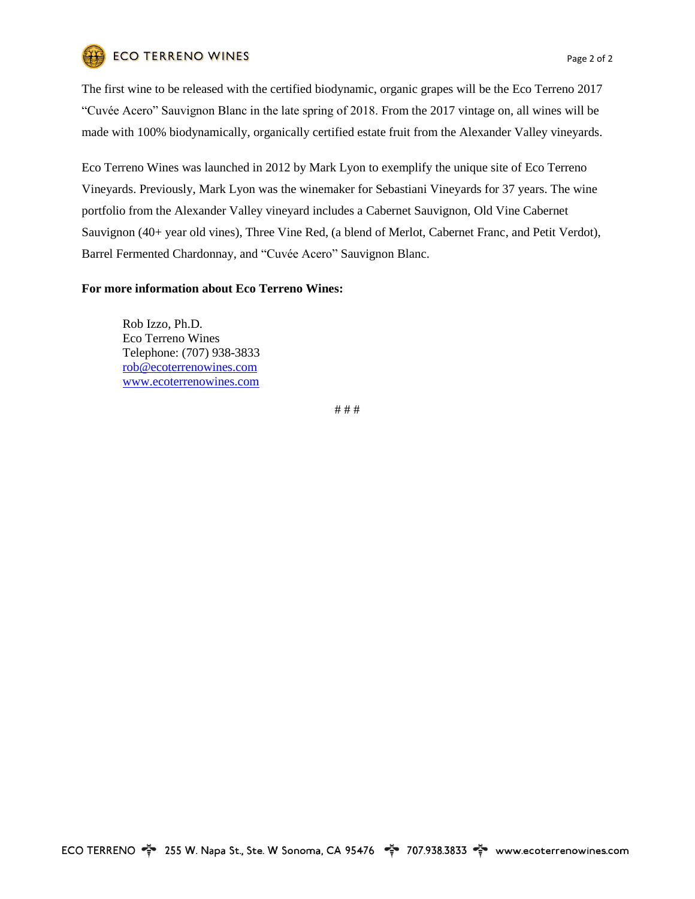The first wine to be released with the certified biodynamic, organic grapes will be the Eco Terreno 2017 “Cuvée Acero” Sauvignon Blanc in the late spring of 2018. From the 2017 vintage on, all wines will be made with 100% biodynamically, organically certified estate fruit from the Alexander Valley vineyards.

Eco Terreno Wines was launched in 2012 by Mark Lyon to exemplify the unique site of Eco Terreno Vineyards. Previously, Mark Lyon was the winemaker for Sebastiani Vineyards for 37 years. The wine portfolio from the Alexander Valley vineyard includes a Cabernet Sauvignon, Old Vine Cabernet Sauvignon (40+ year old vines), Three Vine Red, (a blend of Merlot, Cabernet Franc, and Petit Verdot), Barrel Fermented Chardonnay, and “Cuvée Acero” Sauvignon Blanc.

**For more information about Eco Terreno Wines:**

Rob Izzo, Ph.D.
Eco Terreno Wines
Telephone: (707) 938-3833
rob@ecoterrenowines.com
www.ecoterrenowines.com

# # #